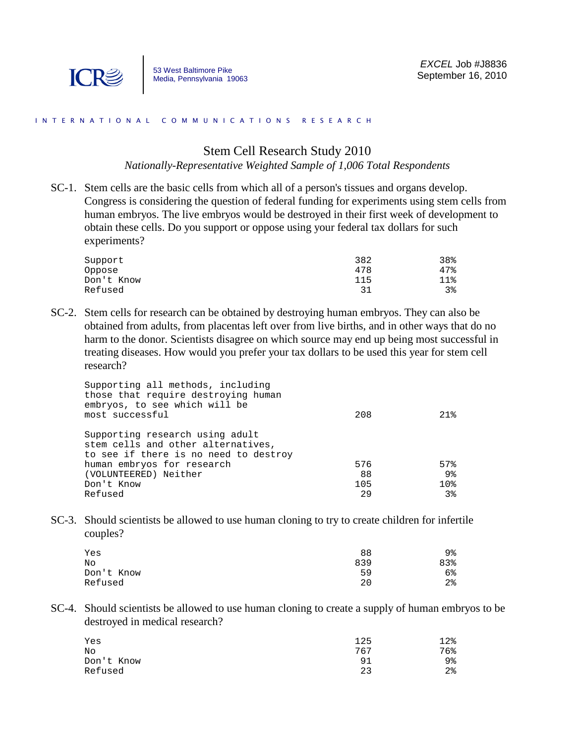ICR
53 West Baltimore Pike
Media, Pennsylvania 19063

*EXCEL* Job #J8836
September 16, 2010

INTERNATIONAL COMMUNICATIONS RESEARCH

# Stem Cell Research Study 2010

*Nationally-Representative Weighted Sample of 1,006 Total Respondents*

SC-1. Stem cells are the basic cells from which all of a person's tissues and organs develop. Congress is considering the question of federal funding for experiments using stem cells from human embryos. The live embryos would be destroyed in their first week of development to obtain these cells. Do you support or oppose using your federal tax dollars for such experiments?

| | | |
|---|---|---|
| Support | 382 | 38% |
| Oppose | 478 | 47% |
| Don't Know | 115 | 11% |
| Refused | 31 | 3% |

SC-2. Stem cells for research can be obtained by destroying human embryos. They can also be obtained from adults, from placentas left over from live births, and in other ways that do no harm to the donor. Scientists disagree on which source may end up being most successful in treating diseases. How would you prefer your tax dollars to be used this year for stem cell research?

| | | |
|---|---|---|
| Supporting all methods, including those that require destroying human embryos, to see which will be most successful | 208 | 21% |
| Supporting research using adult stem cells and other alternatives, to see if there is no need to destroy human embryos for research | 576 | 57% |
| (VOLUNTEERED) Neither | 88 | 9% |
| Don't Know | 105 | 10% |
| Refused | 29 | 3% |

SC-3. Should scientists be allowed to use human cloning to try to create children for infertile couples?

| | | |
|---|---|---|
| Yes | 88 | 9% |
| No | 839 | 83% |
| Don't Know | 59 | 6% |
| Refused | 20 | 2% |

SC-4. Should scientists be allowed to use human cloning to create a supply of human embryos to be destroyed in medical research?

| | | |
|---|---|---|
| Yes | 125 | 12% |
| No | 767 | 76% |
| Don't Know | 91 | 9% |
| Refused | 23 | 2% |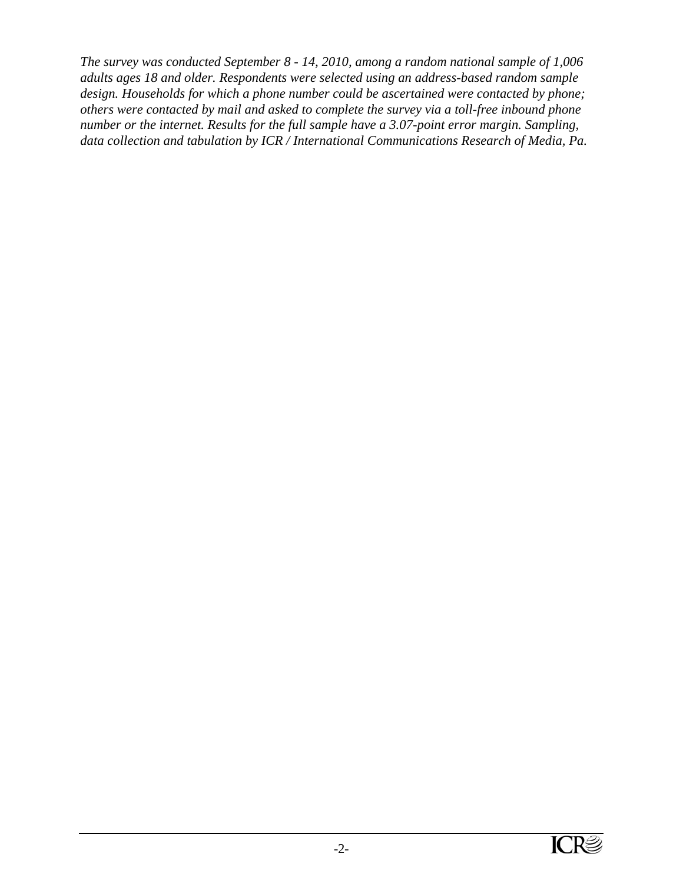*The survey was conducted September 8 - 14, 2010, among a random national sample of 1,006 adults ages 18 and older. Respondents were selected using an address-based random sample design. Households for which a phone number could be ascertained were contacted by phone; others were contacted by mail and asked to complete the survey via a toll-free inbound phone number or the internet. Results for the full sample have a 3.07-point error margin. Sampling, data collection and tabulation by ICR / International Communications Research of Media, Pa.*